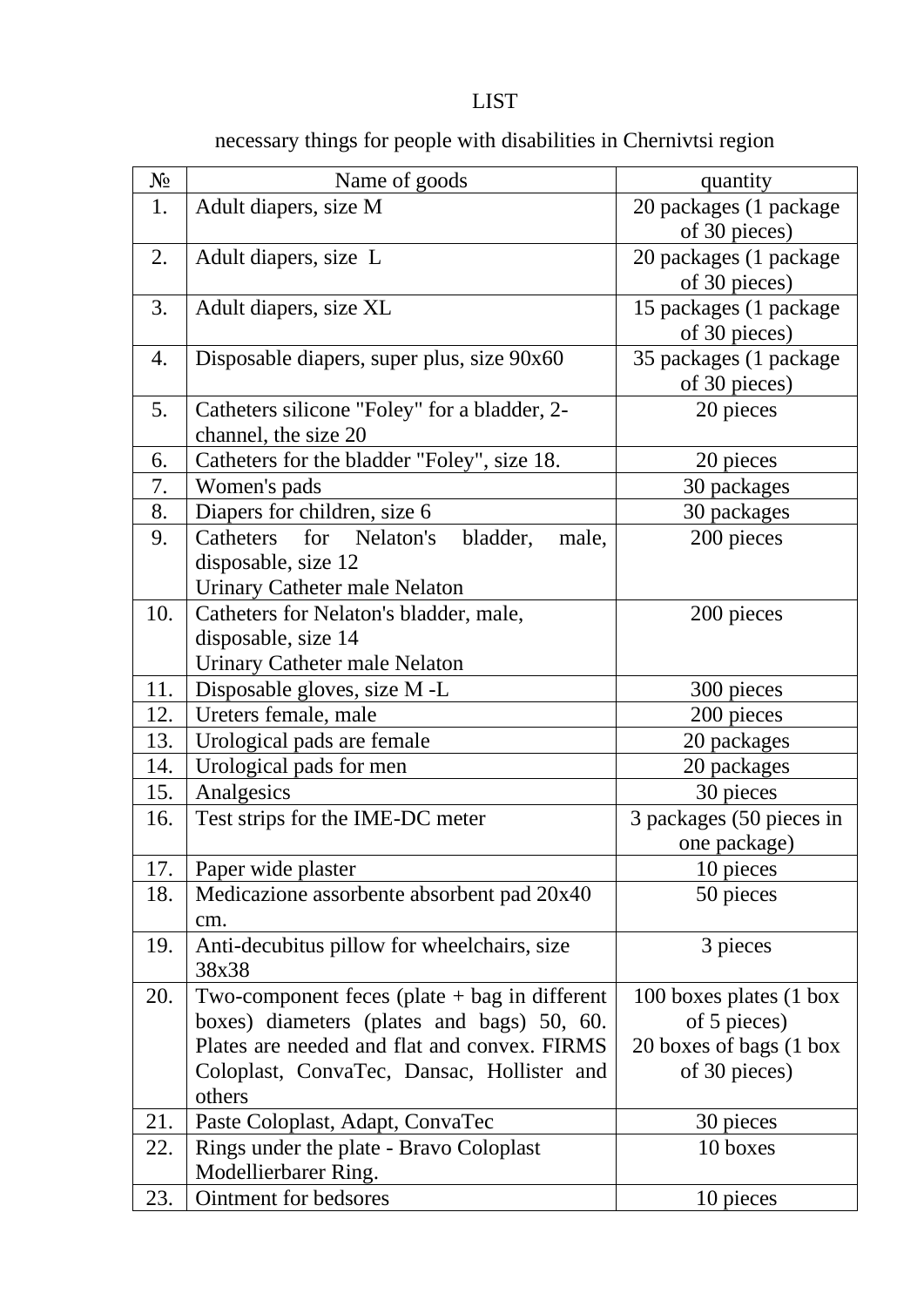# LIST

## necessary things for people with disabilities in Chernivtsi region

| № | Name of goods | quantity |
|---|---|---|
| 1. | Adult diapers, size M | 20 packages (1 package of 30 pieces) |
| 2. | Adult diapers, size L | 20 packages (1 package of 30 pieces) |
| 3. | Adult diapers, size XL | 15 packages (1 package of 30 pieces) |
| 4. | Disposable diapers, super plus, size 90x60 | 35 packages (1 package of 30 pieces) |
| 5. | Catheters silicone "Foley" for a bladder, 2-channel, the size 20 | 20 pieces |
| 6. | Catheters for the bladder "Foley", size 18. | 20 pieces |
| 7. | Women's pads | 30 packages |
| 8. | Diapers for children, size 6 | 30 packages |
| 9. | Catheters for Nelaton's bladder, male, disposable, size 12<br>Urinary Catheter male Nelaton | 200 pieces |
| 10. | Catheters for Nelaton's bladder, male, disposable, size 14<br>Urinary Catheter male Nelaton | 200 pieces |
| 11. | Disposable gloves, size M -L | 300 pieces |
| 12. | Ureters female, male | 200 pieces |
| 13. | Urological pads are female | 20 packages |
| 14. | Urological pads for men | 20 packages |
| 15. | Analgesics | 30 pieces |
| 16. | Test strips for the IME-DC meter | 3 packages (50 pieces in one package) |
| 17. | Paper wide plaster | 10 pieces |
| 18. | Medicazione assorbente absorbent pad 20x40 cm. | 50 pieces |
| 19. | Anti-decubitus pillow for wheelchairs, size 38x38 | 3 pieces |
| 20. | Two-component feces (plate + bag in different boxes) diameters (plates and bags) 50, 60. Plates are needed and flat and convex. FIRMS Coloplast, ConvaTec, Dansac, Hollister and others | 100 boxes plates (1 box of 5 pieces)<br>20 boxes of bags (1 box of 30 pieces) |
| 21. | Paste Coloplast, Adapt, ConvaTec | 30 pieces |
| 22. | Rings under the plate - Bravo Coloplast Modellierbarer Ring. | 10 boxes |
| 23. | Ointment for bedsores | 10 pieces |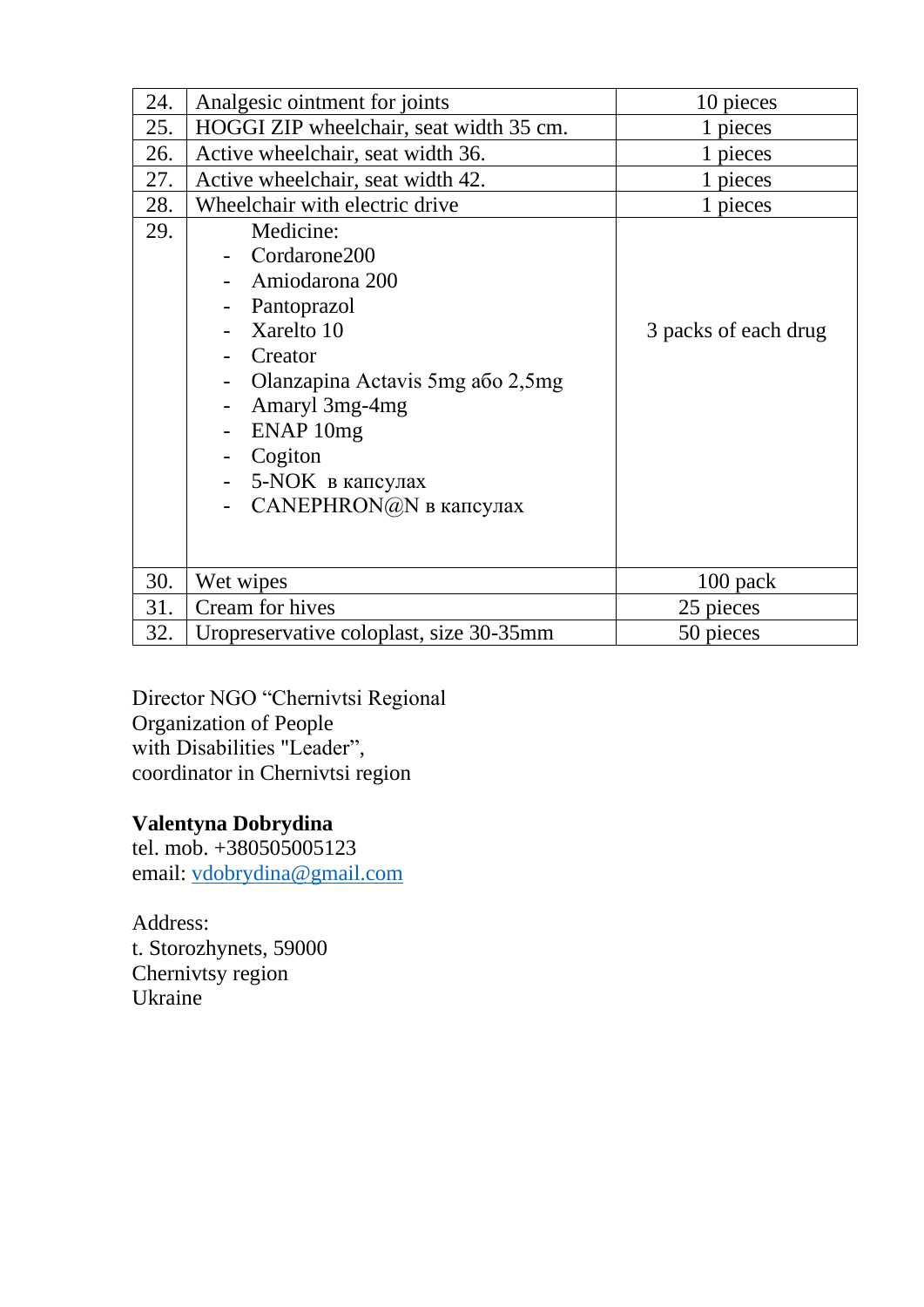| | | |
|---|---|---|
| 24. | Analgesic ointment for joints | 10 pieces |
| 25. | HOGGI ZIP wheelchair, seat width 35 cm. | 1 pieces |
| 26. | Active wheelchair, seat width 36. | 1 pieces |
| 27. | Active wheelchair, seat width 42. | 1 pieces |
| 28. | Wheelchair with electric drive | 1 pieces |
| 29. | Medicine:<br>- Cordarone200<br>- Amiodarona 200<br>- Pantoprazol<br>- Xarelto 10<br>- Creator<br>- Olanzapina Actavis 5mg або 2,5mg<br>- Amaryl 3mg-4mg<br>- ENAP 10mg<br>- Cogiton<br>- 5-NOK в капсулах<br>- CANEPHRON@N в капсулах | 3 packs of each drug |
| 30. | Wet wipes | 100 pack |
| 31. | Cream for hives | 25 pieces |
| 32. | Uropreservative coloplast, size 30-35mm | 50 pieces |

Director NGO “Chernivtsi Regional
Organization of People
with Disabilities "Leader”,
coordinator in Chernivtsi region

**Valentyna Dobrydina**
tel. mob. +380505005123
email: vdobrydina@gmail.com

Address:
t. Storozhynets, 59000
Chernivtsy region
Ukraine